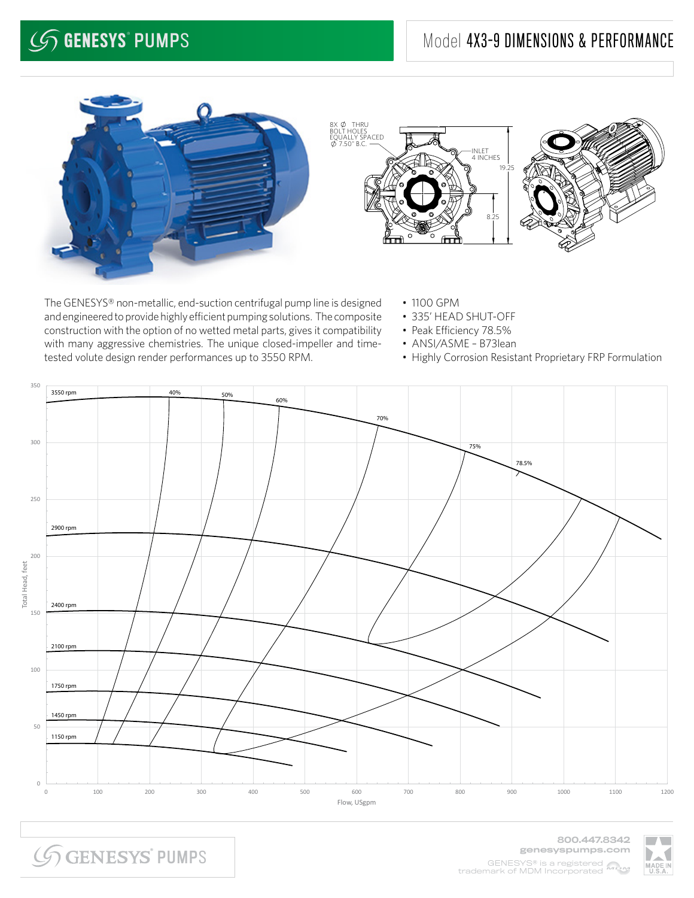# GENESYS® PUMPS

## Model 4X3-9 DIMENSIONS & PERFORMANCE

8X Ø THRU BOLT HOLES EQUALLY SPACED Ø 7.50" B.C.

INLET 4 INCHES

19.25

8.25

The GENESYS® non-metallic, end-suction centrifugal pump line is designed and engineered to provide highly efficient pumping solutions. The composite construction with the option of no wetted metal parts, gives it compatibility with many aggressive chemistries. The unique closed-impeller and time-tested volute design render performances up to 3550 RPM.

- 1100 GPM
- 335' HEAD SHUT-OFF
- Peak Efficiency 78.5%
- ANSI/ASME – B73lean
- Highly Corrosion Resistant Proprietary FRP Formulation

Total Head, feet

3550 rpm, 2900 rpm, 2400 rpm, 2100 rpm, 1750 rpm, 1450 rpm, 1150 rpm

40%, 50%, 60%, 70%, 75%, 78.5%

Flow, USgpm

800.447.8342
genesyspumps.com

GENESYS® is a registered trademark of MDM Incorporated

MADE IN U.S.A.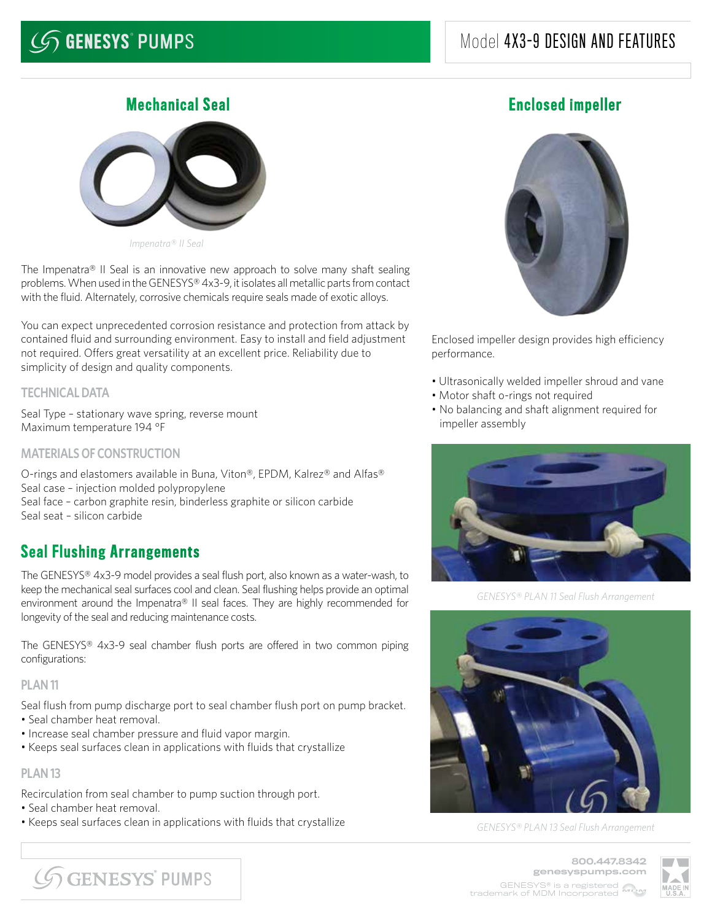# Model 4X3-9 DESIGN AND FEATURES

## Mechanical Seal

*Impenatra® II Seal*

The Impenatra® II Seal is an innovative new approach to solve many shaft sealing problems. When used in the GENESYS® 4x3-9, it isolates all metallic parts from contact with the fluid. Alternately, corrosive chemicals require seals made of exotic alloys.

You can expect unprecedented corrosion resistance and protection from attack by contained fluid and surrounding environment. Easy to install and field adjustment not required. Offers great versatility at an excellent price. Reliability due to simplicity of design and quality components.

### TECHNICAL DATA

Seal Type – stationary wave spring, reverse mount
Maximum temperature 194 °F

### MATERIALS OF CONSTRUCTION

O-rings and elastomers available in Buna, Viton®, EPDM, Kalrez® and Alfas®
Seal case – injection molded polypropylene
Seal face – carbon graphite resin, binderless graphite or silicon carbide
Seal seat – silicon carbide

## Seal Flushing Arrangements

The GENESYS® 4x3-9 model provides a seal flush port, also known as a water-wash, to keep the mechanical seal surfaces cool and clean. Seal flushing helps provide an optimal environment around the Impenatra® II seal faces. They are highly recommended for longevity of the seal and reducing maintenance costs.

The GENESYS® 4x3-9 seal chamber flush ports are offered in two common piping configurations:

### PLAN 11

Seal flush from pump discharge port to seal chamber flush port on pump bracket.

- Seal chamber heat removal.
- Increase seal chamber pressure and fluid vapor margin.
- Keeps seal surfaces clean in applications with fluids that crystallize

### PLAN 13

Recirculation from seal chamber to pump suction through port.

- Seal chamber heat removal.
- Keeps seal surfaces clean in applications with fluids that crystallize

## Enclosed impeller

Enclosed impeller design provides high efficiency performance.

- Ultrasonically welded impeller shroud and vane
- Motor shaft o-rings not required
- No balancing and shaft alignment required for impeller assembly

*GENESYS® PLAN 11 Seal Flush Arrangement*

*GENESYS® PLAN 13 Seal Flush Arrangement*

800.447.8342
genesyspumps.com
GENESYS® is a registered trademark of MDM Incorporated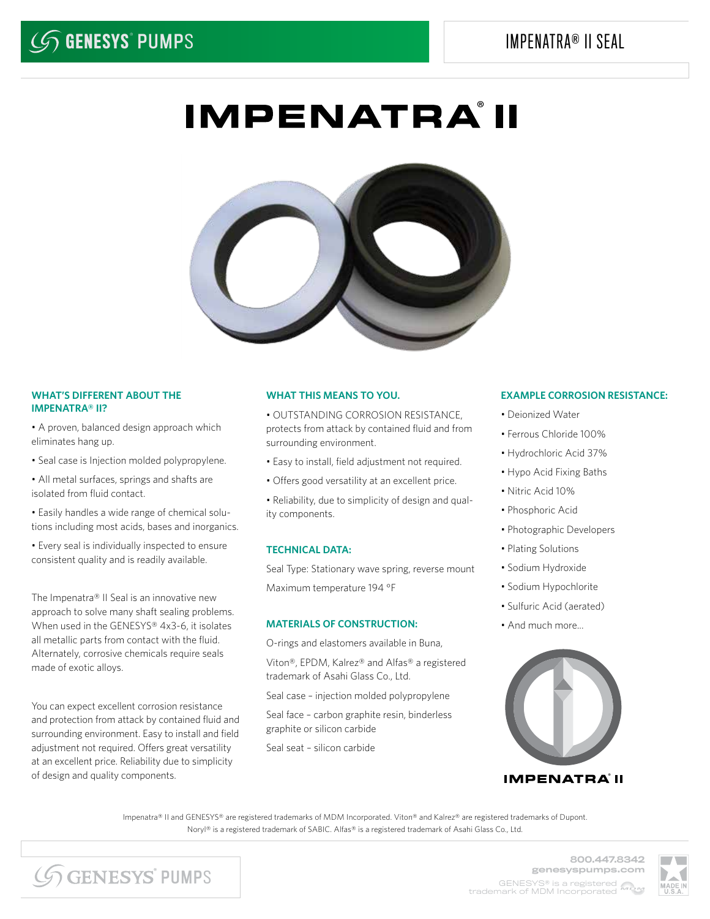# IMPENATRA® II

### WHAT'S DIFFERENT ABOUT THE IMPENATRA® II?

- A proven, balanced design approach which eliminates hang up.
- Seal case is Injection molded polypropylene.
- All metal surfaces, springs and shafts are isolated from fluid contact.
- Easily handles a wide range of chemical solutions including most acids, bases and inorganics.
- Every seal is individually inspected to ensure consistent quality and is readily available.

The Impenatra® II Seal is an innovative new approach to solve many shaft sealing problems. When used in the GENESYS® 4x3-6, it isolates all metallic parts from contact with the fluid. Alternately, corrosive chemicals require seals made of exotic alloys.

You can expect excellent corrosion resistance and protection from attack by contained fluid and surrounding environment. Easy to install and field adjustment not required. Offers great versatility at an excellent price. Reliability due to simplicity of design and quality components.

### WHAT THIS MEANS TO YOU.

- OUTSTANDING CORROSION RESISTANCE, protects from attack by contained fluid and from surrounding environment.
- Easy to install, field adjustment not required.
- Offers good versatility at an excellent price.
- Reliability, due to simplicity of design and quality components.

### TECHNICAL DATA:

Seal Type: Stationary wave spring, reverse mount

Maximum temperature 194 °F

### MATERIALS OF CONSTRUCTION:

O-rings and elastomers available in Buna,

Viton®, EPDM, Kalrez® and Alfas® a registered trademark of Asahi Glass Co., Ltd.

Seal case – injection molded polypropylene

Seal face – carbon graphite resin, binderless graphite or silicon carbide

Seal seat – silicon carbide

### EXAMPLE CORROSION RESISTANCE:

- Deionized Water
- Ferrous Chloride 100%
- Hydrochloric Acid 37%
- Hypo Acid Fixing Baths
- Nitric Acid 10%
- Phosphoric Acid
- Photographic Developers
- Plating Solutions
- Sodium Hydroxide
- Sodium Hypochlorite
- Sulfuric Acid (aerated)
- And much more...

IMPENATRA® II

Impenatra® II and GENESYS® are registered trademarks of MDM Incorporated. Viton® and Kalrez® are registered trademarks of Dupont. Noryl® is a registered trademark of SABIC. Alfas® is a registered trademark of Asahi Glass Co., Ltd.

800.447.8342
genesyspumps.com
GENESYS® is a registered trademark of MDM Incorporated